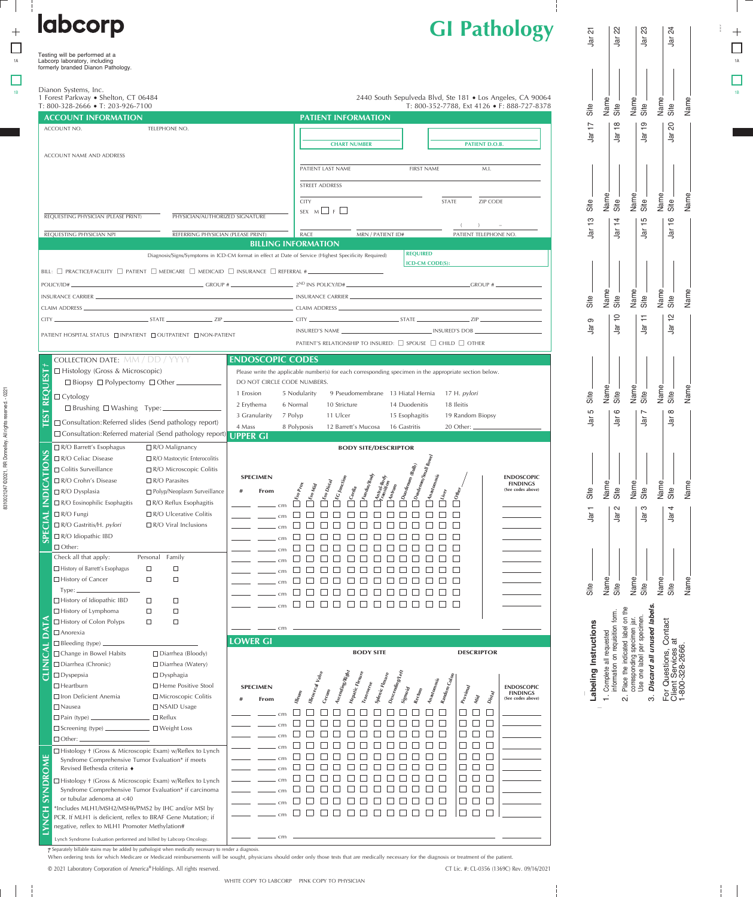# labcorp

# GI Pathology

Testing will be performed at a Labcorp laboratory, including formerly branded Dianon Pathology.

Dianon Systems, Inc.
1 Forest Parkway • Shelton, CT 06484
T: 800-328-2666 • T: 203-926-7100

2440 South Sepulveda Blvd, Ste 181 • Los Angeles, CA 90064
T: 800-352-7788, Ext 4126 • F: 888-727-8378

## ACCOUNT INFORMATION

ACCOUNT NO. ______ TELEPHONE NO. ______

ACCOUNT NAME AND ADDRESS ______

REQUESTING PHYSICIAN (PLEASE PRINT) ______ PHYSICIAN/AUTHORIZED SIGNATURE ______

REQUESTING PHYSICIAN NPI ______ REFERRING PHYSICIAN (PLEASE PRINT) ______

## PATIENT INFORMATION

CHART NUMBER ______ PATIENT D.O.B. ______

PATIENT LAST NAME ______ FIRST NAME ______ M.I. ______

STREET ADDRESS ______

CITY ______ STATE ______ ZIP CODE ______

SEX M ☐ F ☐

RACE ______ MRN / PATIENT ID# ______ PATIENT TELEPHONE NO. ( ) –

## BILLING INFORMATION

Diagnosis/Signs/Symptoms in ICD-CM format in effect at Date of Service (Highest Specificity Required)

REQUIRED ICD-CM CODE(S): ______

BILL: ☐ PRACTICE/FACILITY ☐ PATIENT ☐ MEDICARE ☐ MEDICAID ☐ INSURANCE ☐ REFERRAL # ______

POLICY/ID# ______ GROUP # ______ 2ND INS POLICY/ID# ______ GROUP # ______

INSURANCE CARRIER ______ INSURANCE CARRIER ______

CLAIM ADDRESS ______ CLAIM ADDRESS ______

CITY ______ STATE ______ ZIP ______ CITY ______ STATE ______ ZIP ______

PATIENT HOSPITAL STATUS ☐ INPATIENT ☐ OUTPATIENT ☐ NON-PATIENT

INSURED'S NAME ______ INSURED'S DOB ______

PATIENT'S RELATIONSHIP TO INSURED: ☐ SPOUSE ☐ CHILD ☐ OTHER

## TEST REQUEST †

COLLECTION DATE: MM / DD / YYYY

☐ Histology (Gross & Microscopic)
- ☐ Biopsy ☐ Polypectomy ☐ Other ______

☐ Cytology
- ☐ Brushing ☐ Washing Type: ______

☐ Consultation: Referred slides (Send pathology report)

☐ Consultation: Referred material (Send pathology report)

## SPECIAL INDICATIONS

| | |
|---|---|
| ☐ R/O Barrett's Esophagus | ☐ R/O Malignancy |
| ☐ R/O Celiac Disease | ☐ R/O Mastocytic Enterocolitis |
| ☐ Colitis Surveillance | ☐ R/O Microscopic Colitis |
| ☐ R/O Crohn's Disease | ☐ R/O Parasites |
| ☐ R/O Dysplasia | ☐ Polyp/Neoplasm Surveillance |
| ☐ R/O Eosinophilic Esophagitis | ☐ R/O Reflux Esophagitis |
| ☐ R/O Fungi | ☐ R/O Ulcerative Colitis |
| ☐ R/O Gastritis/H. *pylori* | ☐ R/O Viral Inclusions |
| ☐ R/O Idiopathic IBD | |
| ☐ Other: | |

## CLINICAL DATA

| Check all that apply: | Personal | Family |
|---|---|---|
| ☐ History of Barrett's Esophagus | ☐ | ☐ |
| ☐ History of Cancer | ☐ | ☐ |
| Type: ______ | | |
| ☐ History of Idiopathic IBD | ☐ | ☐ |
| ☐ History of Lymphoma | ☐ | ☐ |
| ☐ History of Colon Polyps | ☐ | ☐ |

| | |
|---|---|
| ☐ Anorexia | |
| ☐ Bleeding (type) ______ | |
| ☐ Change in Bowel Habits | ☐ Diarrhea (Bloody) |
| ☐ Diarrhea (Chronic) | ☐ Diarrhea (Watery) |
| ☐ Dyspepsia | ☐ Dysphagia |
| ☐ Heartburn | ☐ Heme Positive Stool |
| ☐ Iron Deficient Anemia | ☐ Microscopic Colitis |
| ☐ Nausea | ☐ NSAID Usage |
| ☐ Pain (type) ______ | ☐ Reflux |
| ☐ Screening (type) ______ | ☐ Weight Loss |
| ☐ Other: ______ | |

## LYNCH SYNDROME

☐ Histology † (Gross & Microscopic Exam) w/Reflex to Lynch Syndrome Comprehensive Tumor Evaluation* if meets Revised Bethesda criteria ♦

☐ Histology † (Gross & Microscopic Exam) w/Reflex to Lynch Syndrome Comprehensive Tumor Evaluation* if carcinoma or tubular adenoma at <40

*Includes MLH1/MSH2/MSH6/PMS2 by IHC and/or MSI by PCR. If MLH1 is deficient, reflex to BRAF Gene Mutation; if negative, reflex to MLH1 Promoter Methylation#

Lynch Syndrome Evaluation performed and billed by Labcorp Oncology.

## ENDOSCOPIC CODES

Please write the applicable number(s) for each corresponding specimen in the appropriate section below.
DO NOT CIRCLE CODE NUMBERS.

| | | | | |
|---|---|---|---|---|
| 1 Erosion | 5 Nodularity | 9 Pseudomembrane | 13 Hiatal Hernia | 17 H. *pylori* |
| 2 Erythema | 6 Normal | 10 Stricture | 14 Duodenitis | 18 Ileitis |
| 3 Granularity | 7 Polyp | 11 Ulcer | 15 Esophagitis | 19 Random Biopsy |
| 4 Mass | 8 Polyposis | 12 Barrett's Mucosa | 16 Gastritis | 20 Other: ______ |

## UPPER GI

BODY SITE/DESCRIPTOR

| SPECIMEN # | From | Eso Prox | Eso Mid | Eso Distal | EG Junction | Cardia | Fundus/Body | Antral-Body Transition | Antrum | Duodenum (Bulb) | Duodenum/Small Bowel | Anastomosis | Liver | Other | ENDOSCOPIC FINDINGS (See codes above) |
|---|---|---|---|---|---|---|---|---|---|---|---|---|---|---|---|
| | cm | ☐ | ☐ | ☐ | ☐ | ☐ | ☐ | ☐ | ☐ | ☐ | ☐ | ☐ | ☐ | ☐ | |
| | cm | ☐ | ☐ | ☐ | ☐ | ☐ | ☐ | ☐ | ☐ | ☐ | ☐ | ☐ | ☐ | ☐ | |
| | cm | ☐ | ☐ | ☐ | ☐ | ☐ | ☐ | ☐ | ☐ | ☐ | ☐ | ☐ | ☐ | ☐ | |
| | cm | ☐ | ☐ | ☐ | ☐ | ☐ | ☐ | ☐ | ☐ | ☐ | ☐ | ☐ | ☐ | ☐ | |
| | cm | ☐ | ☐ | ☐ | ☐ | ☐ | ☐ | ☐ | ☐ | ☐ | ☐ | ☐ | ☐ | ☐ | |
| | cm | ☐ | ☐ | ☐ | ☐ | ☐ | ☐ | ☐ | ☐ | ☐ | ☐ | ☐ | ☐ | ☐ | |
| | cm | ☐ | ☐ | ☐ | ☐ | ☐ | ☐ | ☐ | ☐ | ☐ | ☐ | ☐ | ☐ | ☐ | |
| | cm | ☐ | ☐ | ☐ | ☐ | ☐ | ☐ | ☐ | ☐ | ☐ | ☐ | ☐ | ☐ | ☐ | |
| | cm | ☐ | ☐ | ☐ | ☐ | ☐ | ☐ | ☐ | ☐ | ☐ | ☐ | ☐ | ☐ | ☐ | |
| | cm | ☐ | ☐ | ☐ | ☐ | ☐ | ☐ | ☐ | ☐ | ☐ | ☐ | ☐ | ☐ | ☐ | |
| | cm | | | | | | | | | | | | | | |

## LOWER GI

| SPECIMEN # | From | Ileum | Ileocecal Valve | Cecum | Ascending/Right | Hepatic Flexure | Transverse | Splenic Flexure | Descending/Left | Sigmoid | Rectum | Anastomosis | Random Colon | Proximal | Mid | Distal | ENDOSCOPIC FINDINGS (See codes above) |
|---|---|---|---|---|---|---|---|---|---|---|---|---|---|---|---|---|---|
| | | BODY SITE | | | | | | | | | | | | DESCRIPTOR | | | |
| | cm | ☐ | ☐ | ☐ | ☐ | ☐ | ☐ | ☐ | ☐ | ☐ | ☐ | ☐ | ☐ | ☐ | ☐ | ☐ | |
| | cm | ☐ | ☐ | ☐ | ☐ | ☐ | ☐ | ☐ | ☐ | ☐ | ☐ | ☐ | ☐ | ☐ | ☐ | ☐ | |
| | cm | ☐ | ☐ | ☐ | ☐ | ☐ | ☐ | ☐ | ☐ | ☐ | ☐ | ☐ | ☐ | ☐ | ☐ | ☐ | |
| | cm | ☐ | ☐ | ☐ | ☐ | ☐ | ☐ | ☐ | ☐ | ☐ | ☐ | ☐ | ☐ | ☐ | ☐ | ☐ | |
| | cm | ☐ | ☐ | ☐ | ☐ | ☐ | ☐ | ☐ | ☐ | ☐ | ☐ | ☐ | ☐ | ☐ | ☐ | ☐ | |
| | cm | ☐ | ☐ | ☐ | ☐ | ☐ | ☐ | ☐ | ☐ | ☐ | ☐ | ☐ | ☐ | ☐ | ☐ | ☐ | |
| | cm | ☐ | ☐ | ☐ | ☐ | ☐ | ☐ | ☐ | ☐ | ☐ | ☐ | ☐ | ☐ | ☐ | ☐ | ☐ | |
| | cm | ☐ | ☐ | ☐ | ☐ | ☐ | ☐ | ☐ | ☐ | ☐ | ☐ | ☐ | ☐ | ☐ | ☐ | ☐ | |
| | cm | ☐ | ☐ | ☐ | ☐ | ☐ | ☐ | ☐ | ☐ | ☐ | ☐ | ☐ | ☐ | ☐ | ☐ | ☐ | |
| | cm | ☐ | ☐ | ☐ | ☐ | ☐ | ☐ | ☐ | ☐ | ☐ | ☐ | ☐ | ☐ | ☐ | ☐ | ☐ | |
| | cm | | | | | | | | | | | | | | | | |

† Separately billable stains may be added by pathologist when medically necessary to render a diagnosis.

When ordering tests for which Medicare or Medicaid reimbursements will be sought, physicians should order only those tests that are medically necessary for the diagnosis or treatment of the patient.

© 2021 Laboratory Corporation of America® Holdings. All rights reserved. CT Lic. #: CL-0356 (1369C) Rev. 09/16/2021

WHITE COPY TO LABCORP PINK COPY TO PHYSICIAN

### Labeling Instructions

1. Complete all requested information on requisition form.
2. Place the indicated label on the corresponding specimen jar. Use one label per specimen.
3. ***Discard all unused labels.***

For Questions, Contact Client Services at 1-800-328-2666.

| | | | | | |
|---|---|---|---|---|---|
| Jar 1 Site ___ Name ___ | Jar 5 Site ___ Name ___ | Jar 9 Site ___ Name ___ | Jar 13 Site ___ Name ___ | Jar 17 Site ___ Name ___ | Jar 21 Site ___ Name ___ |
| Jar 2 Site ___ Name ___ | Jar 6 Site ___ Name ___ | Jar 10 Site ___ Name ___ | Jar 14 Site ___ Name ___ | Jar 18 Site ___ Name ___ | Jar 22 Site ___ Name ___ |
| Jar 3 Site ___ Name ___ | Jar 7 Site ___ Name ___ | Jar 11 Site ___ Name ___ | Jar 15 Site ___ Name ___ | Jar 19 Site ___ Name ___ | Jar 23 Site ___ Name ___ |
| Jar 4 Site ___ Name ___ | Jar 8 Site ___ Name ___ | Jar 12 Site ___ Name ___ | Jar 16 Site ___ Name ___ | Jar 20 Site ___ Name ___ | Jar 24 Site ___ Name ___ |

83100121247 ©2021, RR Donnelley. All rights reserved. - 0221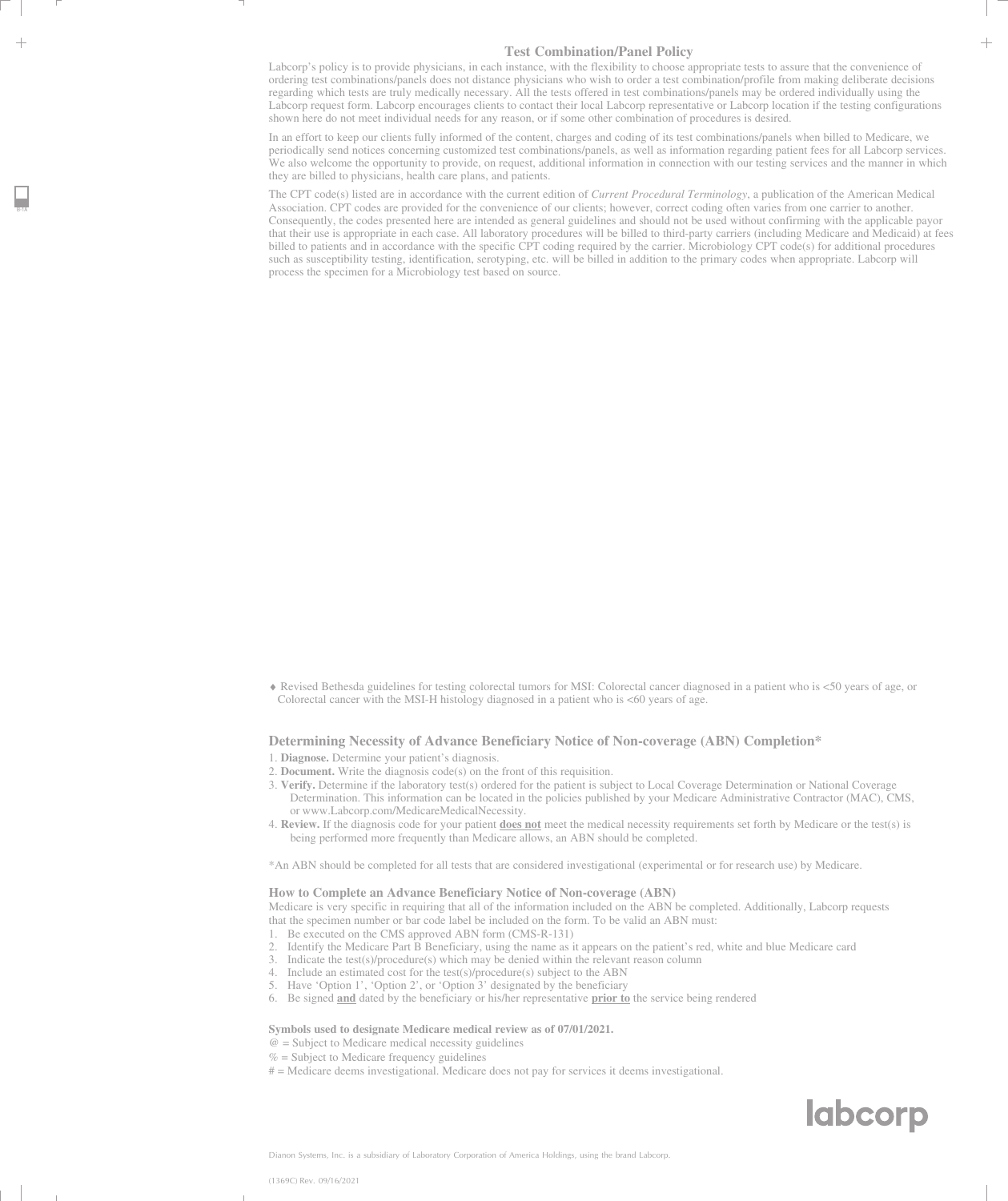## Test Combination/Panel Policy

Labcorp's policy is to provide physicians, in each instance, with the flexibility to choose appropriate tests to assure that the convenience of ordering test combinations/panels does not distance physicians who wish to order a test combination/profile from making deliberate decisions regarding which tests are truly medically necessary. All the tests offered in test combinations/panels may be ordered individually using the Labcorp request form. Labcorp encourages clients to contact their local Labcorp representative or Labcorp location if the testing configurations shown here do not meet individual needs for any reason, or if some other combination of procedures is desired.

In an effort to keep our clients fully informed of the content, charges and coding of its test combinations/panels when billed to Medicare, we periodically send notices concerning customized test combinations/panels, as well as information regarding patient fees for all Labcorp services. We also welcome the opportunity to provide, on request, additional information in connection with our testing services and the manner in which they are billed to physicians, health care plans, and patients.

The CPT code(s) listed are in accordance with the current edition of *Current Procedural Terminology*, a publication of the American Medical Association. CPT codes are provided for the convenience of our clients; however, correct coding often varies from one carrier to another. Consequently, the codes presented here are intended as general guidelines and should not be used without confirming with the applicable payor that their use is appropriate in each case. All laboratory procedures will be billed to third-party carriers (including Medicare and Medicaid) at fees billed to patients and in accordance with the specific CPT coding required by the carrier. Microbiology CPT code(s) for additional procedures such as susceptibility testing, identification, serotyping, etc. will be billed in addition to the primary codes when appropriate. Labcorp will process the specimen for a Microbiology test based on source.

♦ Revised Bethesda guidelines for testing colorectal tumors for MSI: Colorectal cancer diagnosed in a patient who is <50 years of age, or Colorectal cancer with the MSI-H histology diagnosed in a patient who is <60 years of age.

### Determining Necessity of Advance Beneficiary Notice of Non-coverage (ABN) Completion*

1. **Diagnose.** Determine your patient's diagnosis.
2. **Document.** Write the diagnosis code(s) on the front of this requisition.
3. **Verify.** Determine if the laboratory test(s) ordered for the patient is subject to Local Coverage Determination or National Coverage Determination. This information can be located in the policies published by your Medicare Administrative Contractor (MAC), CMS, or www.Labcorp.com/MedicareMedicalNecessity.
4. **Review.** If the diagnosis code for your patient **does not** meet the medical necessity requirements set forth by Medicare or the test(s) is being performed more frequently than Medicare allows, an ABN should be completed.

*An ABN should be completed for all tests that are considered investigational (experimental or for research use) by Medicare.

### How to Complete an Advance Beneficiary Notice of Non-coverage (ABN)

Medicare is very specific in requiring that all of the information included on the ABN be completed. Additionally, Labcorp requests that the specimen number or bar code label be included on the form. To be valid an ABN must:

1. Be executed on the CMS approved ABN form (CMS-R-131)
2. Identify the Medicare Part B Beneficiary, using the name as it appears on the patient's red, white and blue Medicare card
3. Indicate the test(s)/procedure(s) which may be denied within the relevant reason column
4. Include an estimated cost for the test(s)/procedure(s) subject to the ABN
5. Have 'Option 1', 'Option 2', or 'Option 3' designated by the beneficiary
6. Be signed **and** dated by the beneficiary or his/her representative **prior to** the service being rendered

**Symbols used to designate Medicare medical review as of 07/01/2021.**

@ = Subject to Medicare medical necessity guidelines

% = Subject to Medicare frequency guidelines

# = Medicare deems investigational. Medicare does not pay for services it deems investigational.

labcorp

Dianon Systems, Inc. is a subsidiary of Laboratory Corporation of America Holdings, using the brand Labcorp.

(1369C) Rev. 09/16/2021